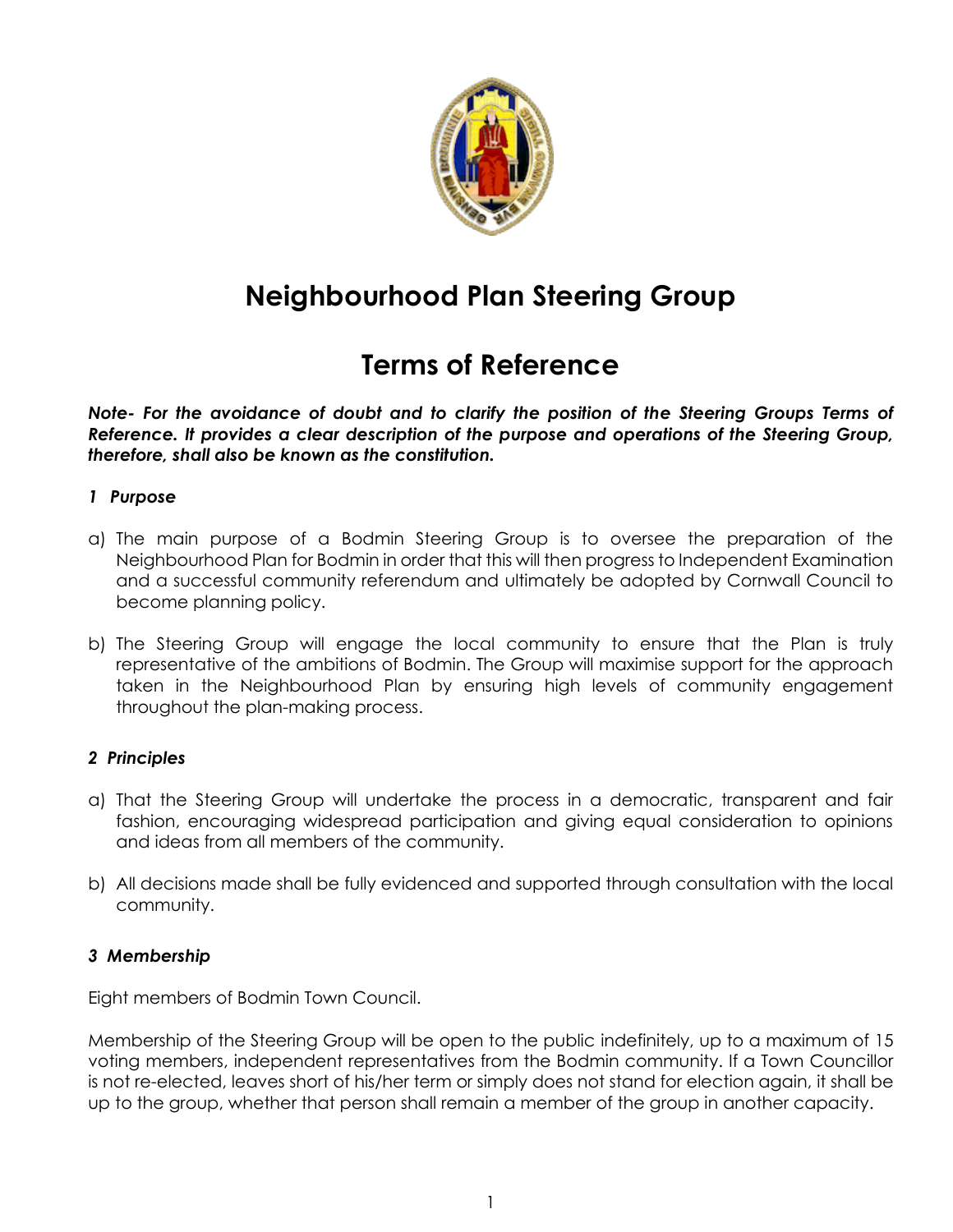# Neighbourhood Plan Steering Group

# Terms of Reference

***Note- For the avoidance of doubt and to clarify the position of the Steering Groups Terms of Reference. It provides a clear description of the purpose and operations of the Steering Group, therefore, shall also be known as the constitution.***

### *1 Purpose*

a) The main purpose of a Bodmin Steering Group is to oversee the preparation of the Neighbourhood Plan for Bodmin in order that this will then progress to Independent Examination and a successful community referendum and ultimately be adopted by Cornwall Council to become planning policy.

b) The Steering Group will engage the local community to ensure that the Plan is truly representative of the ambitions of Bodmin. The Group will maximise support for the approach taken in the Neighbourhood Plan by ensuring high levels of community engagement throughout the plan-making process.

### *2 Principles*

a) That the Steering Group will undertake the process in a democratic, transparent and fair fashion, encouraging widespread participation and giving equal consideration to opinions and ideas from all members of the community.

b) All decisions made shall be fully evidenced and supported through consultation with the local community.

### *3 Membership*

Eight members of Bodmin Town Council.

Membership of the Steering Group will be open to the public indefinitely, up to a maximum of 15 voting members, independent representatives from the Bodmin community. If a Town Councillor is not re-elected, leaves short of his/her term or simply does not stand for election again, it shall be up to the group, whether that person shall remain a member of the group in another capacity.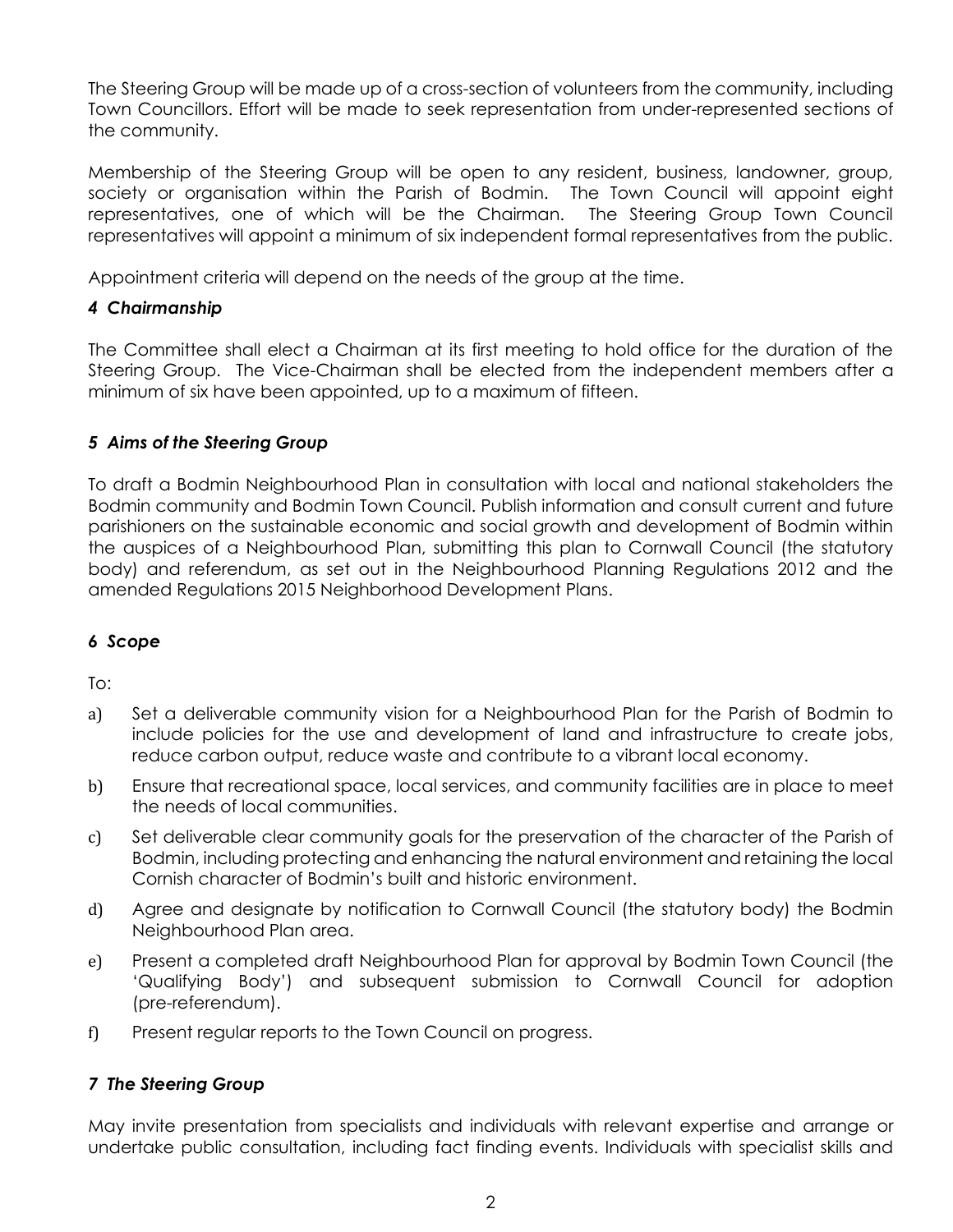The Steering Group will be made up of a cross-section of volunteers from the community, including Town Councillors. Effort will be made to seek representation from under-represented sections of the community.

Membership of the Steering Group will be open to any resident, business, landowner, group, society or organisation within the Parish of Bodmin. The Town Council will appoint eight representatives, one of which will be the Chairman. The Steering Group Town Council representatives will appoint a minimum of six independent formal representatives from the public.

Appointment criteria will depend on the needs of the group at the time.

### *4 Chairmanship*

The Committee shall elect a Chairman at its first meeting to hold office for the duration of the Steering Group. The Vice-Chairman shall be elected from the independent members after a minimum of six have been appointed, up to a maximum of fifteen.

### *5 Aims of the Steering Group*

To draft a Bodmin Neighbourhood Plan in consultation with local and national stakeholders the Bodmin community and Bodmin Town Council. Publish information and consult current and future parishioners on the sustainable economic and social growth and development of Bodmin within the auspices of a Neighbourhood Plan, submitting this plan to Cornwall Council (the statutory body) and referendum, as set out in the Neighbourhood Planning Regulations 2012 and the amended Regulations 2015 Neighborhood Development Plans.

### *6 Scope*

To:

a) Set a deliverable community vision for a Neighbourhood Plan for the Parish of Bodmin to include policies for the use and development of land and infrastructure to create jobs, reduce carbon output, reduce waste and contribute to a vibrant local economy.

b) Ensure that recreational space, local services, and community facilities are in place to meet the needs of local communities.

c) Set deliverable clear community goals for the preservation of the character of the Parish of Bodmin, including protecting and enhancing the natural environment and retaining the local Cornish character of Bodmin's built and historic environment.

d) Agree and designate by notification to Cornwall Council (the statutory body) the Bodmin Neighbourhood Plan area.

e) Present a completed draft Neighbourhood Plan for approval by Bodmin Town Council (the 'Qualifying Body') and subsequent submission to Cornwall Council for adoption (pre-referendum).

f) Present regular reports to the Town Council on progress.

### *7 The Steering Group*

May invite presentation from specialists and individuals with relevant expertise and arrange or undertake public consultation, including fact finding events. Individuals with specialist skills and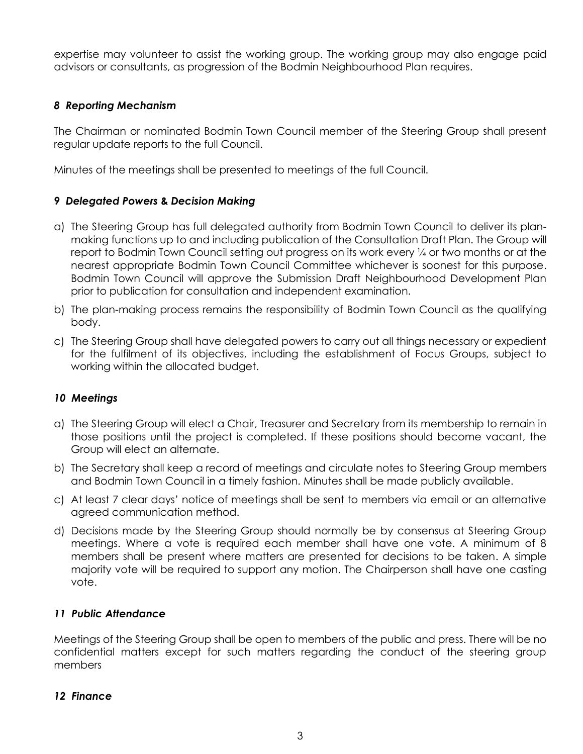expertise may volunteer to assist the working group. The working group may also engage paid advisors or consultants, as progression of the Bodmin Neighbourhood Plan requires.

### *8 Reporting Mechanism*

The Chairman or nominated Bodmin Town Council member of the Steering Group shall present regular update reports to the full Council.

Minutes of the meetings shall be presented to meetings of the full Council.

### *9 Delegated Powers & Decision Making*

a) The Steering Group has full delegated authority from Bodmin Town Council to deliver its plan-making functions up to and including publication of the Consultation Draft Plan. The Group will report to Bodmin Town Council setting out progress on its work every ¼ or two months or at the nearest appropriate Bodmin Town Council Committee whichever is soonest for this purpose. Bodmin Town Council will approve the Submission Draft Neighbourhood Development Plan prior to publication for consultation and independent examination.
b) The plan-making process remains the responsibility of Bodmin Town Council as the qualifying body.
c) The Steering Group shall have delegated powers to carry out all things necessary or expedient for the fulfilment of its objectives, including the establishment of Focus Groups, subject to working within the allocated budget.

### *10 Meetings*

a) The Steering Group will elect a Chair, Treasurer and Secretary from its membership to remain in those positions until the project is completed. If these positions should become vacant, the Group will elect an alternate.
b) The Secretary shall keep a record of meetings and circulate notes to Steering Group members and Bodmin Town Council in a timely fashion. Minutes shall be made publicly available.
c) At least 7 clear days' notice of meetings shall be sent to members via email or an alternative agreed communication method.
d) Decisions made by the Steering Group should normally be by consensus at Steering Group meetings. Where a vote is required each member shall have one vote. A minimum of 8 members shall be present where matters are presented for decisions to be taken. A simple majority vote will be required to support any motion. The Chairperson shall have one casting vote.

### *11 Public Attendance*

Meetings of the Steering Group shall be open to members of the public and press. There will be no confidential matters except for such matters regarding the conduct of the steering group members

### *12 Finance*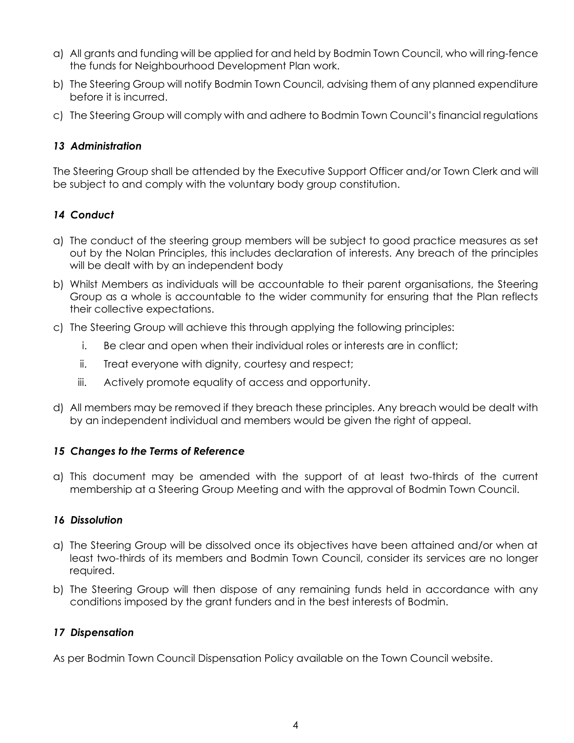a) All grants and funding will be applied for and held by Bodmin Town Council, who will ring-fence the funds for Neighbourhood Development Plan work.

b) The Steering Group will notify Bodmin Town Council, advising them of any planned expenditure before it is incurred.

c) The Steering Group will comply with and adhere to Bodmin Town Council's financial regulations

### *13 Administration*

The Steering Group shall be attended by the Executive Support Officer and/or Town Clerk and will be subject to and comply with the voluntary body group constitution.

### *14 Conduct*

a) The conduct of the steering group members will be subject to good practice measures as set out by the Nolan Principles, this includes declaration of interests. Any breach of the principles will be dealt with by an independent body

b) Whilst Members as individuals will be accountable to their parent organisations, the Steering Group as a whole is accountable to the wider community for ensuring that the Plan reflects their collective expectations.

c) The Steering Group will achieve this through applying the following principles:

   i. Be clear and open when their individual roles or interests are in conflict;

   ii. Treat everyone with dignity, courtesy and respect;

   iii. Actively promote equality of access and opportunity.

d) All members may be removed if they breach these principles. Any breach would be dealt with by an independent individual and members would be given the right of appeal.

### *15 Changes to the Terms of Reference*

a) This document may be amended with the support of at least two-thirds of the current membership at a Steering Group Meeting and with the approval of Bodmin Town Council.

### *16 Dissolution*

a) The Steering Group will be dissolved once its objectives have been attained and/or when at least two-thirds of its members and Bodmin Town Council, consider its services are no longer required.

b) The Steering Group will then dispose of any remaining funds held in accordance with any conditions imposed by the grant funders and in the best interests of Bodmin.

### *17 Dispensation*

As per Bodmin Town Council Dispensation Policy available on the Town Council website.